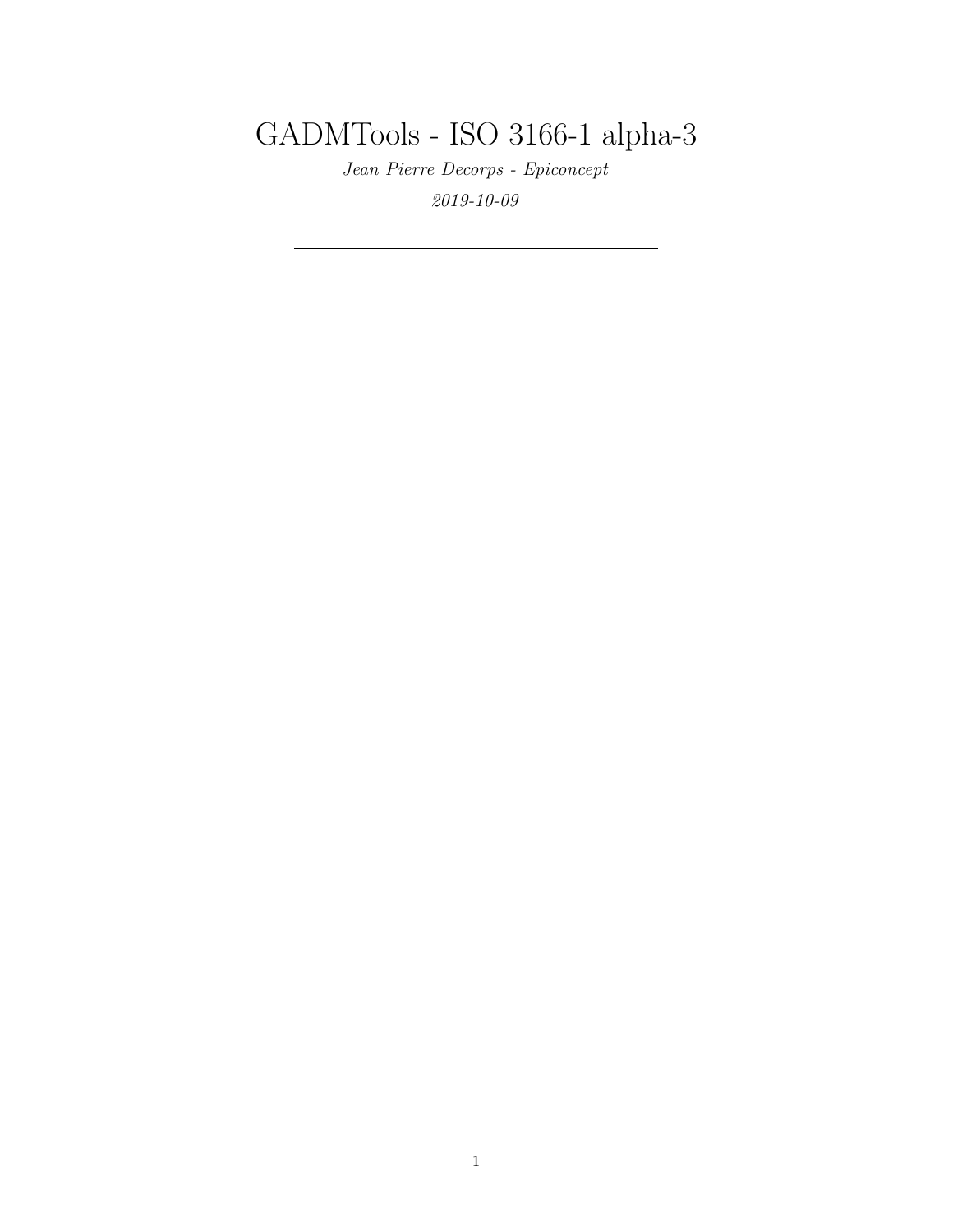# GADMTools - ISO 3166-1 alpha-3

*Jean Pierre Decorps - Epiconcept*

*2019-10-09*

---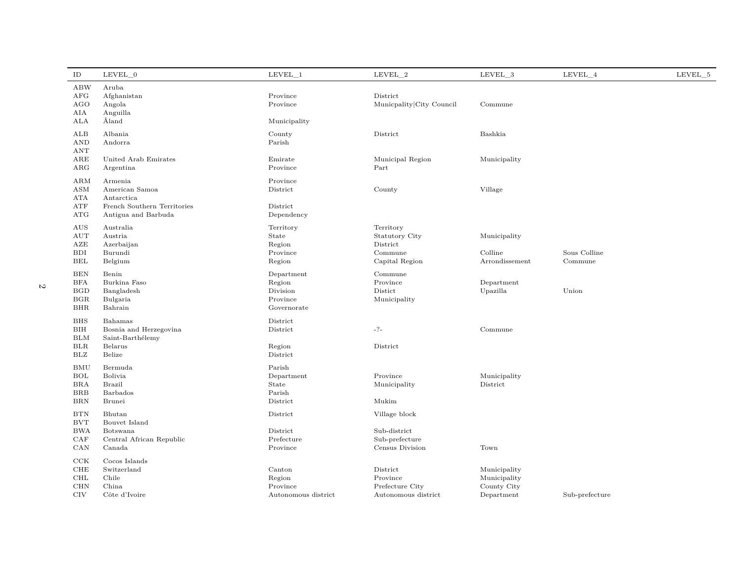| ID | LEVEL_0 | LEVEL_1 | LEVEL_2 | LEVEL_3 | LEVEL_4 | LEVEL_5 |
|---|---|---|---|---|---|---|
| ABW | Aruba | | | | | |
| AFG | Afghanistan | Province | District | | | |
| AGO | Angola | Province | Municpality\|City Council | Commune | | |
| AIA | Anguilla | | | | | |
| ALA | Åland | Municipality | | | | |
| ALB | Albania | County | District | Bashkia | | |
| AND | Andorra | Parish | | | | |
| ANT | | | | | | |
| ARE | United Arab Emirates | Emirate | Municipal Region | Municipality | | |
| ARG | Argentina | Province | Part | | | |
| ARM | Armenia | Province | | | | |
| ASM | American Samoa | District | County | Village | | |
| ATA | Antarctica | | | | | |
| ATF | French Southern Territories | District | | | | |
| ATG | Antigua and Barbuda | Dependency | | | | |
| AUS | Australia | Territory | Territory | | | |
| AUT | Austria | State | Statutory City | Municipality | | |
| AZE | Azerbaijan | Region | District | | | |
| BDI | Burundi | Province | Commune | Colline | Sous Colline | |
| BEL | Belgium | Region | Capital Region | Arrondissement | Commune | |
| BEN | Benin | Department | Commune | | | |
| BFA | Burkina Faso | Region | Province | Department | | |
| BGD | Bangladesh | Division | Distict | Upazilla | Union | |
| BGR | Bulgaria | Province | Municipality | | | |
| BHR | Bahrain | Governorate | | | | |
| BHS | Bahamas | District | | | | |
| BIH | Bosnia and Herzegovina | District | -?- | Commune | | |
| BLM | Saint-Barthélemy | | | | | |
| BLR | Belarus | Region | District | | | |
| BLZ | Belize | District | | | | |
| BMU | Bermuda | Parish | | | | |
| BOL | Bolivia | Department | Province | Municipality | | |
| BRA | Brazil | State | Municipality | District | | |
| BRB | Barbados | Parish | | | | |
| BRN | Brunei | District | Mukim | | | |
| BTN | Bhutan | District | Village block | | | |
| BVT | Bouvet Island | | | | | |
| BWA | Botswana | District | Sub-district | | | |
| CAF | Central African Republic | Prefecture | Sub-prefecture | | | |
| CAN | Canada | Province | Census Division | Town | | |
| CCK | Cocos Islands | | | | | |
| CHE | Switzerland | Canton | District | Municipality | | |
| CHL | Chile | Region | Province | Municipality | | |
| CHN | China | Province | Prefecture City | County City | | |
| CIV | Côte d'Ivoire | Autonomous district | Autonomous district | Department | Sub-prefecture | |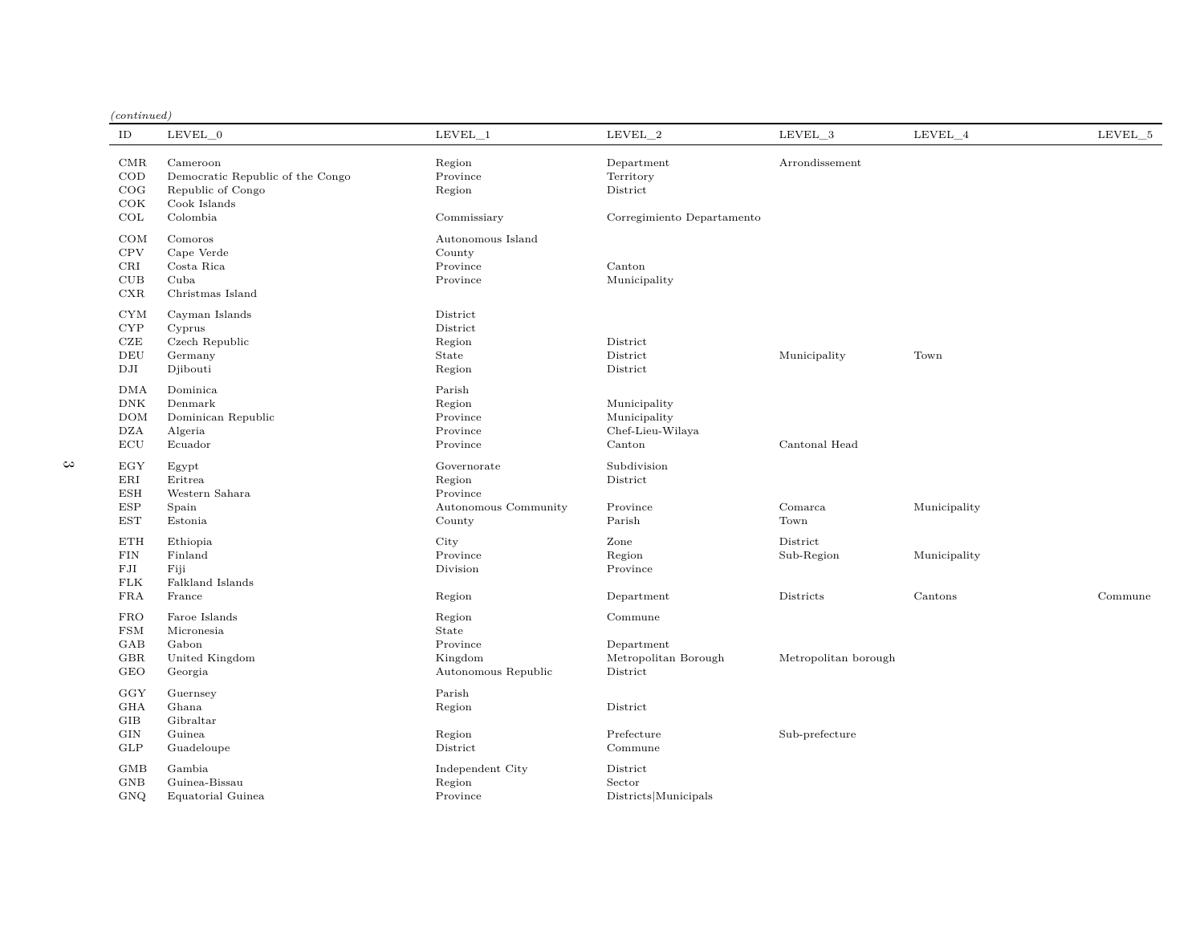*(continued)*

| ID | LEVEL_0 | LEVEL_1 | LEVEL_2 | LEVEL_3 | LEVEL_4 | LEVEL_5 |
|---|---|---|---|---|---|---|
| CMR | Cameroon | Region | Department | Arrondissement | | |
| COD | Democratic Republic of the Congo | Province | Territory | | | |
| COG | Republic of Congo | Region | District | | | |
| COK | Cook Islands | | | | | |
| COL | Colombia | Commissiary | Corregimiento Departamento | | | |
| COM | Comoros | Autonomous Island | | | | |
| CPV | Cape Verde | County | | | | |
| CRI | Costa Rica | Province | Canton | | | |
| CUB | Cuba | Province | Municipality | | | |
| CXR | Christmas Island | | | | | |
| CYM | Cayman Islands | District | | | | |
| CYP | Cyprus | District | | | | |
| CZE | Czech Republic | Region | District | | | |
| DEU | Germany | State | District | Municipality | Town | |
| DJI | Djibouti | Region | District | | | |
| DMA | Dominica | Parish | | | | |
| DNK | Denmark | Region | Municipality | | | |
| DOM | Dominican Republic | Province | Municipality | | | |
| DZA | Algeria | Province | Chef-Lieu-Wilaya | | | |
| ECU | Ecuador | Province | Canton | Cantonal Head | | |
| EGY | Egypt | Governorate | Subdivision | | | |
| ERI | Eritrea | Region | District | | | |
| ESH | Western Sahara | Province | | | | |
| ESP | Spain | Autonomous Community | Province | Comarca | Municipality | |
| EST | Estonia | County | Parish | Town | | |
| ETH | Ethiopia | City | Zone | District | | |
| FIN | Finland | Province | Region | Sub-Region | Municipality | |
| FJI | Fiji | Division | Province | | | |
| FLK | Falkland Islands | | | | | |
| FRA | France | Region | Department | Districts | Cantons | Commune |
| FRO | Faroe Islands | Region | Commune | | | |
| FSM | Micronesia | State | | | | |
| GAB | Gabon | Province | Department | | | |
| GBR | United Kingdom | Kingdom | Metropolitan Borough | Metropolitan borough | | |
| GEO | Georgia | Autonomous Republic | District | | | |
| GGY | Guernsey | Parish | | | | |
| GHA | Ghana | Region | District | | | |
| GIB | Gibraltar | | | | | |
| GIN | Guinea | Region | Prefecture | Sub-prefecture | | |
| GLP | Guadeloupe | District | Commune | | | |
| GMB | Gambia | Independent City | District | | | |
| GNB | Guinea-Bissau | Region | Sector | | | |
| GNQ | Equatorial Guinea | Province | Districts\|Municipals | | | |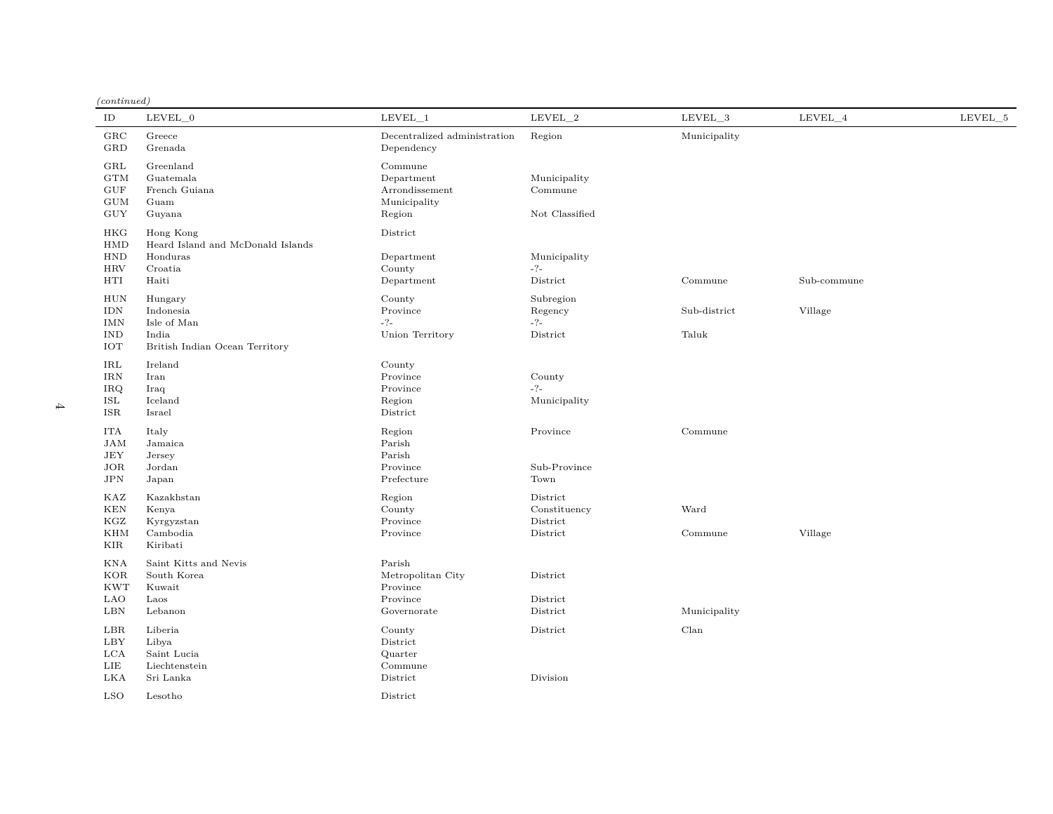*(continued)*

| ID | LEVEL_0 | LEVEL_1 | LEVEL_2 | LEVEL_3 | LEVEL_4 | LEVEL_5 |
|---|---|---|---|---|---|---|
| GRC | Greece | Decentralized administration | Region | Municipality | | |
| GRD | Grenada | Dependency | | | | |
| GRL | Greenland | Commune | | | | |
| GTM | Guatemala | Department | Municipality | | | |
| GUF | French Guiana | Arrondissement | Commune | | | |
| GUM | Guam | Municipality | | | | |
| GUY | Guyana | Region | Not Classified | | | |
| HKG | Hong Kong | District | | | | |
| HMD | Heard Island and McDonald Islands | | | | | |
| HND | Honduras | Department | Municipality | | | |
| HRV | Croatia | County | -?- | | | |
| HTI | Haiti | Department | District | Commune | Sub-commune | |
| HUN | Hungary | County | Subregion | | | |
| IDN | Indonesia | Province | Regency | Sub-district | Village | |
| IMN | Isle of Man | -?- | -?- | | | |
| IND | India | Union Territory | District | Taluk | | |
| IOT | British Indian Ocean Territory | | | | | |
| IRL | Ireland | County | | | | |
| IRN | Iran | Province | County | | | |
| IRQ | Iraq | Province | -?- | | | |
| ISL | Iceland | Region | Municipality | | | |
| ISR | Israel | District | | | | |
| ITA | Italy | Region | Province | Commune | | |
| JAM | Jamaica | Parish | | | | |
| JEY | Jersey | Parish | | | | |
| JOR | Jordan | Province | Sub-Province | | | |
| JPN | Japan | Prefecture | Town | | | |
| KAZ | Kazakhstan | Region | District | | | |
| KEN | Kenya | County | Constituency | Ward | | |
| KGZ | Kyrgyzstan | Province | District | | | |
| KHM | Cambodia | Province | District | Commune | Village | |
| KIR | Kiribati | | | | | |
| KNA | Saint Kitts and Nevis | Parish | | | | |
| KOR | South Korea | Metropolitan City | District | | | |
| KWT | Kuwait | Province | | | | |
| LAO | Laos | Province | District | | | |
| LBN | Lebanon | Governorate | District | Municipality | | |
| LBR | Liberia | County | District | Clan | | |
| LBY | Libya | District | | | | |
| LCA | Saint Lucia | Quarter | | | | |
| LIE | Liechtenstein | Commune | | | | |
| LKA | Sri Lanka | District | Division | | | |
| LSO | Lesotho | District | | | | |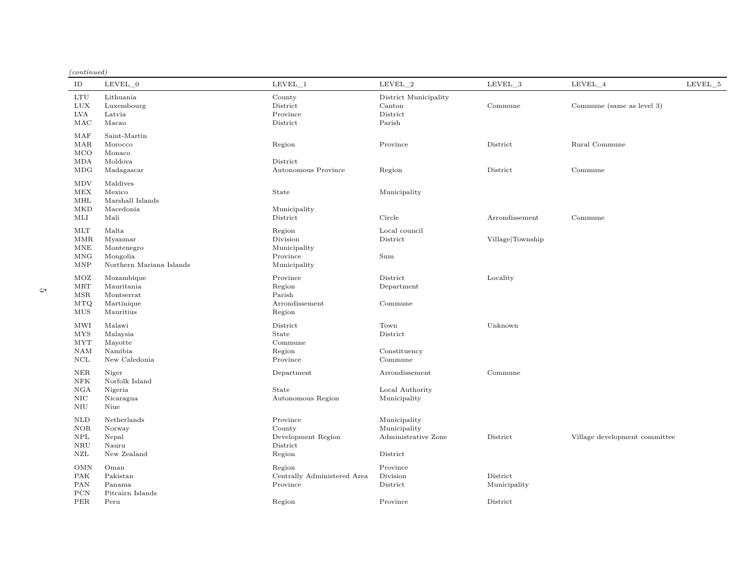*(continued)*

| ID | LEVEL_0 | LEVEL_1 | LEVEL_2 | LEVEL_3 | LEVEL_4 | LEVEL_5 |
|---|---|---|---|---|---|---|
| LTU | Lithuania | County | District Municipality | | | |
| LUX | Luxembourg | District | Canton | Commune | Commune (same as level 3) | |
| LVA | Latvia | Province | District | | | |
| MAC | Macao | District | Parish | | | |
| MAF | Saint-Martin | | | | | |
| MAR | Morocco | Region | Province | District | Rural Commune | |
| MCO | Monaco | | | | | |
| MDA | Moldova | District | | | | |
| MDG | Madagascar | Autonomous Province | Region | District | Commune | |
| MDV | Maldives | | | | | |
| MEX | Mexico | State | Municipality | | | |
| MHL | Marshall Islands | | | | | |
| MKD | Macedonia | Municipality | | | | |
| MLI | Mali | District | Circle | Arrondissement | Commune | |
| MLT | Malta | Region | Local council | | | |
| MMR | Myanmar | Division | District | Village\|Township | | |
| MNE | Montenegro | Municipality | | | | |
| MNG | Mongolia | Province | Sum | | | |
| MNP | Northern Mariana Islands | Municipality | | | | |
| MOZ | Mozambique | Province | District | Locality | | |
| MRT | Mauritania | Region | Department | | | |
| MSR | Montserrat | Parish | | | | |
| MTQ | Martinique | Arrondissement | Commune | | | |
| MUS | Mauritius | Region | | | | |
| MWI | Malawi | District | Town | Unknown | | |
| MYS | Malaysia | State | District | | | |
| MYT | Mayotte | Commune | | | | |
| NAM | Namibia | Region | Constituency | | | |
| NCL | New Caledonia | Province | Commune | | | |
| NER | Niger | Department | Arrondissement | Commune | | |
| NFK | Norfolk Island | | | | | |
| NGA | Nigeria | State | Local Authority | | | |
| NIC | Nicaragua | Autonomous Region | Municipality | | | |
| NIU | Niue | | | | | |
| NLD | Netherlands | Province | Municipality | | | |
| NOR | Norway | County | Municipality | | | |
| NPL | Nepal | Development Region | Administrative Zone | District | Village development committee | |
| NRU | Nauru | District | | | | |
| NZL | New Zealand | Region | District | | | |
| OMN | Oman | Region | Province | | | |
| PAK | Pakistan | Centrally Administered Area | Division | District | | |
| PAN | Panama | Province | District | Municipality | | |
| PCN | Pitcairn Islands | | | | | |
| PER | Peru | Region | Province | District | | |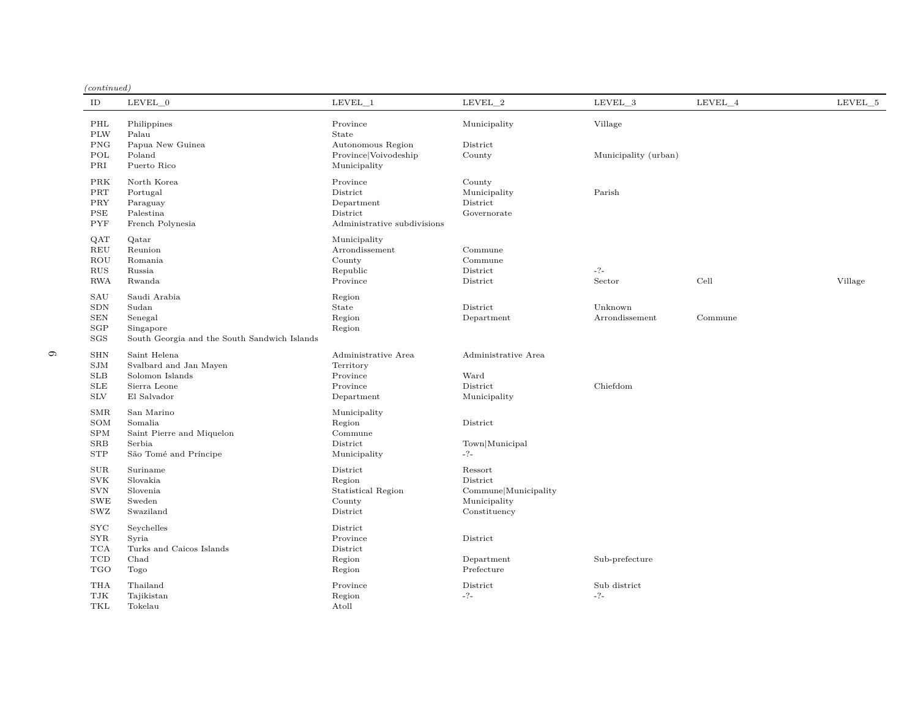*(continued)*

| ID | LEVEL_0 | LEVEL_1 | LEVEL_2 | LEVEL_3 | LEVEL_4 | LEVEL_5 |
|---|---|---|---|---|---|---|
| PHL | Philippines | Province | Municipality | Village | | |
| PLW | Palau | State | | | | |
| PNG | Papua New Guinea | Autonomous Region | District | | | |
| POL | Poland | Province\|Voivodeship | County | Municipality (urban) | | |
| PRI | Puerto Rico | Municipality | | | | |
| PRK | North Korea | Province | County | | | |
| PRT | Portugal | District | Municipality | Parish | | |
| PRY | Paraguay | Department | District | | | |
| PSE | Palestina | District | Governorate | | | |
| PYF | French Polynesia | Administrative subdivisions | | | | |
| QAT | Qatar | Municipality | | | | |
| REU | Reunion | Arrondissement | Commune | | | |
| ROU | Romania | County | Commune | | | |
| RUS | Russia | Republic | District | -?- | | |
| RWA | Rwanda | Province | District | Sector | Cell | Village |
| SAU | Saudi Arabia | Region | | | | |
| SDN | Sudan | State | District | Unknown | | |
| SEN | Senegal | Region | Department | Arrondissement | Commune | |
| SGP | Singapore | Region | | | | |
| SGS | South Georgia and the South Sandwich Islands | | | | | |
| SHN | Saint Helena | Administrative Area | Administrative Area | | | |
| SJM | Svalbard and Jan Mayen | Territory | | | | |
| SLB | Solomon Islands | Province | Ward | | | |
| SLE | Sierra Leone | Province | District | Chiefdom | | |
| SLV | El Salvador | Department | Municipality | | | |
| SMR | San Marino | Municipality | | | | |
| SOM | Somalia | Region | District | | | |
| SPM | Saint Pierre and Miquelon | Commune | | | | |
| SRB | Serbia | District | Town\|Municipal | | | |
| STP | São Tomé and Príncipe | Municipality | -?- | | | |
| SUR | Suriname | District | Ressort | | | |
| SVK | Slovakia | Region | District | | | |
| SVN | Slovenia | Statistical Region | Commune\|Municipality | | | |
| SWE | Sweden | County | Municipality | | | |
| SWZ | Swaziland | District | Constituency | | | |
| SYC | Seychelles | District | | | | |
| SYR | Syria | Province | District | | | |
| TCA | Turks and Caicos Islands | District | | | | |
| TCD | Chad | Region | Department | Sub-prefecture | | |
| TGO | Togo | Region | Prefecture | | | |
| THA | Thailand | Province | District | Sub district | | |
| TJK | Tajikistan | Region | -?- | -?- | | |
| TKL | Tokelau | Atoll | | | | |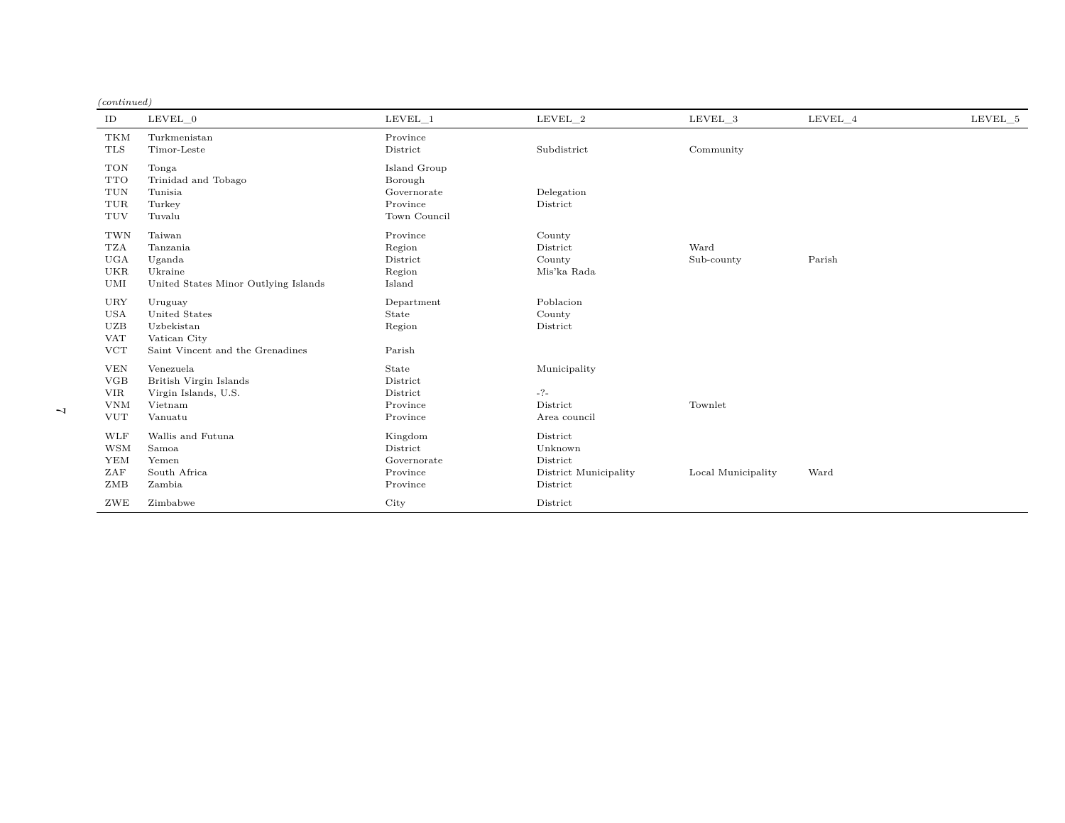*(continued)*

| ID | LEVEL_0 | LEVEL_1 | LEVEL_2 | LEVEL_3 | LEVEL_4 | LEVEL_5 |
|---|---|---|---|---|---|---|
| TKM | Turkmenistan | Province | | | | |
| TLS | Timor-Leste | District | Subdistrict | Community | | |
| TON | Tonga | Island Group | | | | |
| TTO | Trinidad and Tobago | Borough | | | | |
| TUN | Tunisia | Governorate | Delegation | | | |
| TUR | Turkey | Province | District | | | |
| TUV | Tuvalu | Town Council | | | | |
| TWN | Taiwan | Province | County | | | |
| TZA | Tanzania | Region | District | Ward | | |
| UGA | Uganda | District | County | Sub-county | Parish | |
| UKR | Ukraine | Region | Mis'ka Rada | | | |
| UMI | United States Minor Outlying Islands | Island | | | | |
| URY | Uruguay | Department | Poblacion | | | |
| USA | United States | State | County | | | |
| UZB | Uzbekistan | Region | District | | | |
| VAT | Vatican City | | | | | |
| VCT | Saint Vincent and the Grenadines | Parish | | | | |
| VEN | Venezuela | State | Municipality | | | |
| VGB | British Virgin Islands | District | | | | |
| VIR | Virgin Islands, U.S. | District | -?- | | | |
| VNM | Vietnam | Province | District | Townlet | | |
| VUT | Vanuatu | Province | Area council | | | |
| WLF | Wallis and Futuna | Kingdom | District | | | |
| WSM | Samoa | District | Unknown | | | |
| YEM | Yemen | Governorate | District | | | |
| ZAF | South Africa | Province | District Municipality | Local Municipality | Ward | |
| ZMB | Zambia | Province | District | | | |
| ZWE | Zimbabwe | City | District | | | |